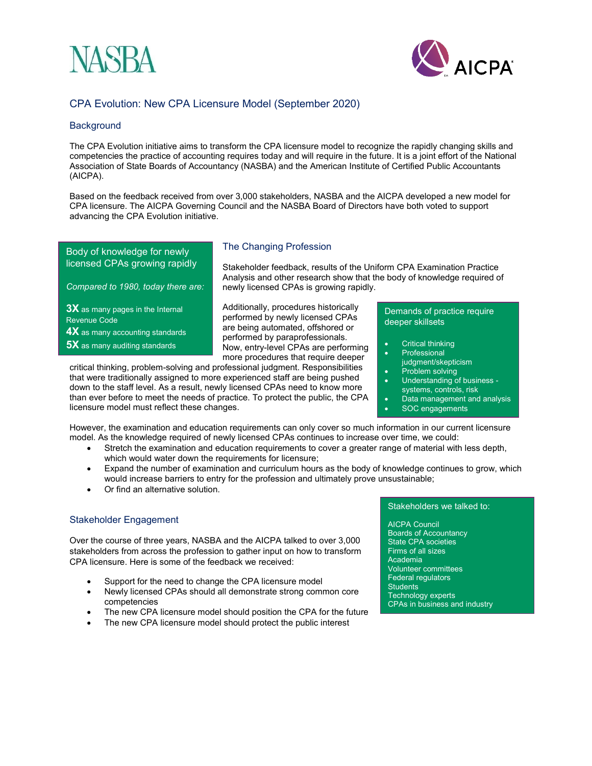NASBA

AICPA

# CPA Evolution: New CPA Licensure Model (September 2020)

## Background

The CPA Evolution initiative aims to transform the CPA licensure model to recognize the rapidly changing skills and competencies the practice of accounting requires today and will require in the future. It is a joint effort of the National Association of State Boards of Accountancy (NASBA) and the American Institute of Certified Public Accountants (AICPA).

Based on the feedback received from over 3,000 stakeholders, NASBA and the AICPA developed a new model for CPA licensure. The AICPA Governing Council and the NASBA Board of Directors have both voted to support advancing the CPA Evolution initiative.

> **Body of knowledge for newly licensed CPAs growing rapidly**
>
> *Compared to 1980, today there are:*
>
> **3X** as many pages in the Internal Revenue Code
> **4X** as many accounting standards
> **5X** as many auditing standards

## The Changing Profession

Stakeholder feedback, results of the Uniform CPA Examination Practice Analysis and other research show that the body of knowledge required of newly licensed CPAs is growing rapidly.

Additionally, procedures historically performed by newly licensed CPAs are being automated, offshored or performed by paraprofessionals. Now, entry-level CPAs are performing more procedures that require deeper critical thinking, problem-solving and professional judgment. Responsibilities that were traditionally assigned to more experienced staff are being pushed down to the staff level. As a result, newly licensed CPAs need to know more than ever before to meet the needs of practice. To protect the public, the CPA licensure model must reflect these changes.

> **Demands of practice require deeper skillsets**
>
> - Critical thinking
> - Professional judgment/skepticism
> - Problem solving
> - Understanding of business - systems, controls, risk
> - Data management and analysis
> - SOC engagements

However, the examination and education requirements can only cover so much information in our current licensure model. As the knowledge required of newly licensed CPAs continues to increase over time, we could:

- Stretch the examination and education requirements to cover a greater range of material with less depth, which would water down the requirements for licensure;
- Expand the number of examination and curriculum hours as the body of knowledge continues to grow, which would increase barriers to entry for the profession and ultimately prove unsustainable;
- Or find an alternative solution.

## Stakeholder Engagement

Over the course of three years, NASBA and the AICPA talked to over 3,000 stakeholders from across the profession to gather input on how to transform CPA licensure. Here is some of the feedback we received:

- Support for the need to change the CPA licensure model
- Newly licensed CPAs should all demonstrate strong common core competencies
- The new CPA licensure model should position the CPA for the future
- The new CPA licensure model should protect the public interest

> **Stakeholders we talked to:**
>
> AICPA Council
> Boards of Accountancy
> State CPA societies
> Firms of all sizes
> Academia
> Volunteer committees
> Federal regulators
> Students
> Technology experts
> CPAs in business and industry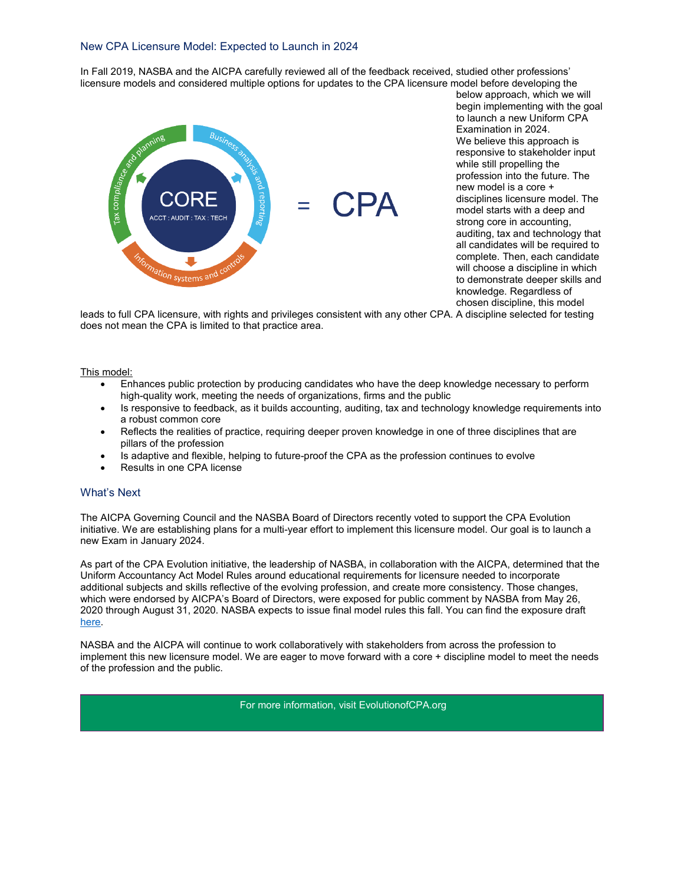## New CPA Licensure Model: Expected to Launch in 2024

In Fall 2019, NASBA and the AICPA carefully reviewed all of the feedback received, studied other professions' licensure models and considered multiple options for updates to the CPA licensure model before developing the below approach, which we will begin implementing with the goal to launch a new Uniform CPA Examination in 2024.

Tax compliance and planning

Business analysis and reporting

Information systems and controls

CORE

ACCT : AUDIT : TAX : TECH

= CPA

We believe this approach is responsive to stakeholder input while still propelling the profession into the future. The new model is a core + disciplines licensure model. The model starts with a deep and strong core in accounting, auditing, tax and technology that all candidates will be required to complete. Then, each candidate will choose a discipline in which to demonstrate deeper skills and knowledge. Regardless of chosen discipline, this model leads to full CPA licensure, with rights and privileges consistent with any other CPA. A discipline selected for testing does not mean the CPA is limited to that practice area.

This model:

- Enhances public protection by producing candidates who have the deep knowledge necessary to perform high-quality work, meeting the needs of organizations, firms and the public
- Is responsive to feedback, as it builds accounting, auditing, tax and technology knowledge requirements into a robust common core
- Reflects the realities of practice, requiring deeper proven knowledge in one of three disciplines that are pillars of the profession
- Is adaptive and flexible, helping to future-proof the CPA as the profession continues to evolve
- Results in one CPA license

## What's Next

The AICPA Governing Council and the NASBA Board of Directors recently voted to support the CPA Evolution initiative. We are establishing plans for a multi-year effort to implement this licensure model. Our goal is to launch a new Exam in January 2024.

As part of the CPA Evolution initiative, the leadership of NASBA, in collaboration with the AICPA, determined that the Uniform Accountancy Act Model Rules around educational requirements for licensure needed to incorporate additional subjects and skills reflective of the evolving profession, and create more consistency. Those changes, which were endorsed by AICPA's Board of Directors, were exposed for public comment by NASBA from May 26, 2020 through August 31, 2020. NASBA expects to issue final model rules this fall. You can find the exposure draft here.

NASBA and the AICPA will continue to work collaboratively with stakeholders from across the profession to implement this new licensure model. We are eager to move forward with a core + discipline model to meet the needs of the profession and the public.

For more information, visit EvolutionofCPA.org